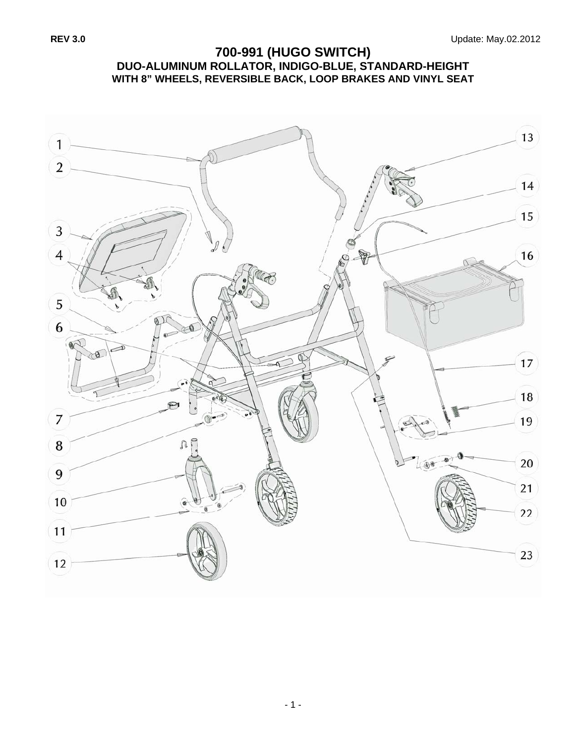REV 3.0 Update: May.02.2012

# 700-991 (HUGO SWITCH)

## DUO-ALUMINUM ROLLATOR, INDIGO-BLUE, STANDARD-HEIGHT
## WITH 8" WHEELS, REVERSIBLE BACK, LOOP BRAKES AND VINYL SEAT

1
2
3
4
5
6
7
8
9
10
11
12
13
14
15
16
17
18
19
20
21
22
23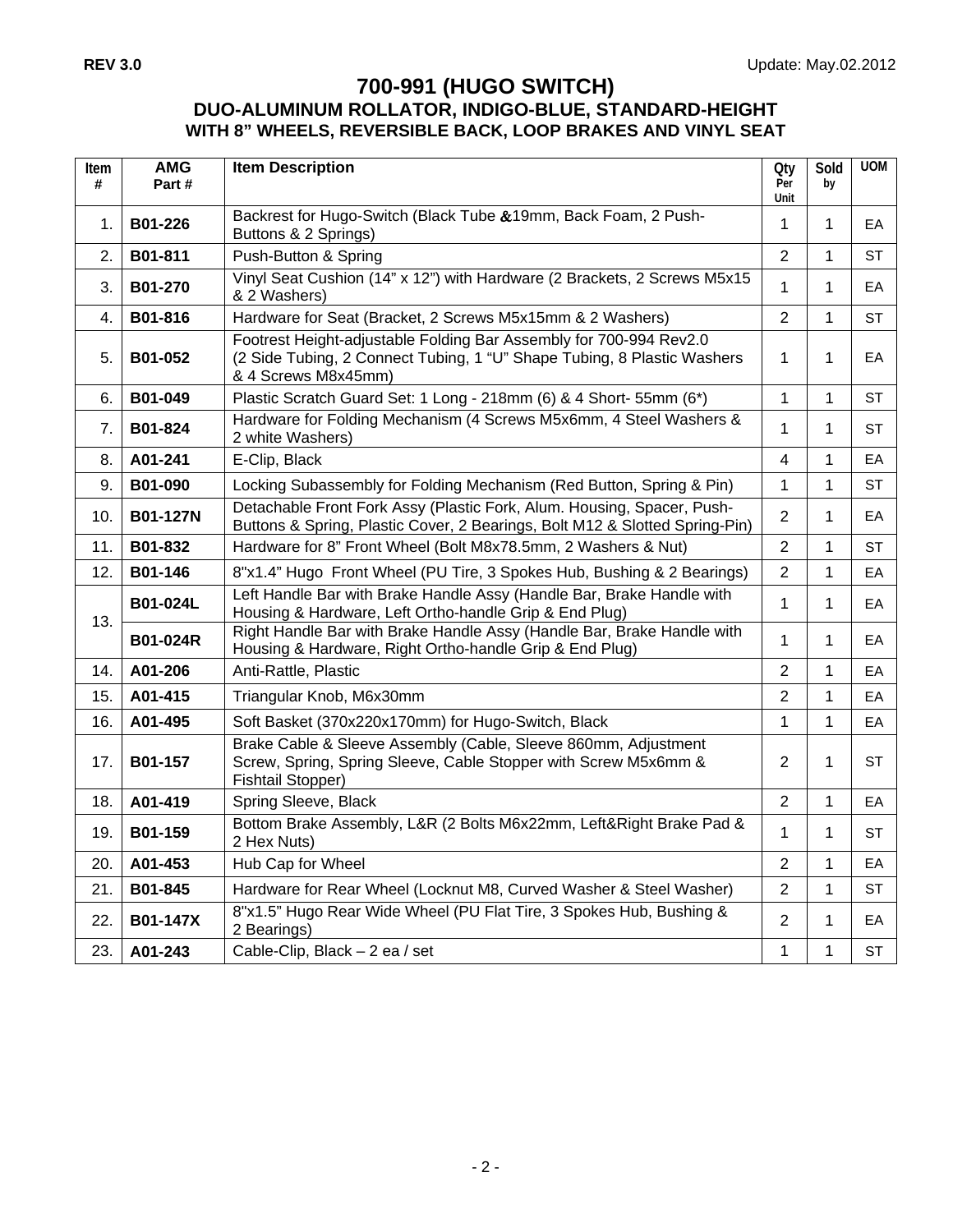REV 3.0 Update: May.02.2012

# 700-991 (HUGO SWITCH)

## DUO-ALUMINUM ROLLATOR, INDIGO-BLUE, STANDARD-HEIGHT

### WITH 8" WHEELS, REVERSIBLE BACK, LOOP BRAKES AND VINYL SEAT

| Item # | AMG Part # | Item Description | Qty Per Unit | Sold by | UOM |
|---|---|---|---|---|---|
| 1. | **B01-226** | Backrest for Hugo-Switch (Black Tube ⌀19mm, Back Foam, 2 Push-Buttons & 2 Springs) | 1 | 1 | EA |
| 2. | **B01-811** | Push-Button & Spring | 2 | 1 | ST |
| 3. | **B01-270** | Vinyl Seat Cushion (14" x 12") with Hardware (2 Brackets, 2 Screws M5x15 & 2 Washers) | 1 | 1 | EA |
| 4. | **B01-816** | Hardware for Seat (Bracket, 2 Screws M5x15mm & 2 Washers) | 2 | 1 | ST |
| 5. | **B01-052** | Footrest Height-adjustable Folding Bar Assembly for 700-994 Rev2.0 (2 Side Tubing, 2 Connect Tubing, 1 "U" Shape Tubing, 8 Plastic Washers & 4 Screws M8x45mm) | 1 | 1 | EA |
| 6. | **B01-049** | Plastic Scratch Guard Set: 1 Long - 218mm (6) & 4 Short- 55mm (6*) | 1 | 1 | ST |
| 7. | **B01-824** | Hardware for Folding Mechanism (4 Screws M5x6mm, 4 Steel Washers & 2 white Washers) | 1 | 1 | ST |
| 8. | **A01-241** | E-Clip, Black | 4 | 1 | EA |
| 9. | **B01-090** | Locking Subassembly for Folding Mechanism (Red Button, Spring & Pin) | 1 | 1 | ST |
| 10. | **B01-127N** | Detachable Front Fork Assy (Plastic Fork, Alum. Housing, Spacer, Push-Buttons & Spring, Plastic Cover, 2 Bearings, Bolt M12 & Slotted Spring-Pin) | 2 | 1 | EA |
| 11. | **B01-832** | Hardware for 8" Front Wheel (Bolt M8x78.5mm, 2 Washers & Nut) | 2 | 1 | ST |
| 12. | **B01-146** | 8"x1.4" Hugo Front Wheel (PU Tire, 3 Spokes Hub, Bushing & 2 Bearings) | 2 | 1 | EA |
| 13. | **B01-024L** | Left Handle Bar with Brake Handle Assy (Handle Bar, Brake Handle with Housing & Hardware, Left Ortho-handle Grip & End Plug) | 1 | 1 | EA |
| | **B01-024R** | Right Handle Bar with Brake Handle Assy (Handle Bar, Brake Handle with Housing & Hardware, Right Ortho-handle Grip & End Plug) | 1 | 1 | EA |
| 14. | **A01-206** | Anti-Rattle, Plastic | 2 | 1 | EA |
| 15. | **A01-415** | Triangular Knob, M6x30mm | 2 | 1 | EA |
| 16. | **A01-495** | Soft Basket (370x220x170mm) for Hugo-Switch, Black | 1 | 1 | EA |
| 17. | **B01-157** | Brake Cable & Sleeve Assembly (Cable, Sleeve 860mm, Adjustment Screw, Spring, Spring Sleeve, Cable Stopper with Screw M5x6mm & Fishtail Stopper) | 2 | 1 | ST |
| 18. | **A01-419** | Spring Sleeve, Black | 2 | 1 | EA |
| 19. | **B01-159** | Bottom Brake Assembly, L&R (2 Bolts M6x22mm, Left&Right Brake Pad & 2 Hex Nuts) | 1 | 1 | ST |
| 20. | **A01-453** | Hub Cap for Wheel | 2 | 1 | EA |
| 21. | **B01-845** | Hardware for Rear Wheel (Locknut M8, Curved Washer & Steel Washer) | 2 | 1 | ST |
| 22. | **B01-147X** | 8"x1.5" Hugo Rear Wide Wheel (PU Flat Tire, 3 Spokes Hub, Bushing & 2 Bearings) | 2 | 1 | EA |
| 23. | **A01-243** | Cable-Clip, Black – 2 ea / set | 1 | 1 | ST |